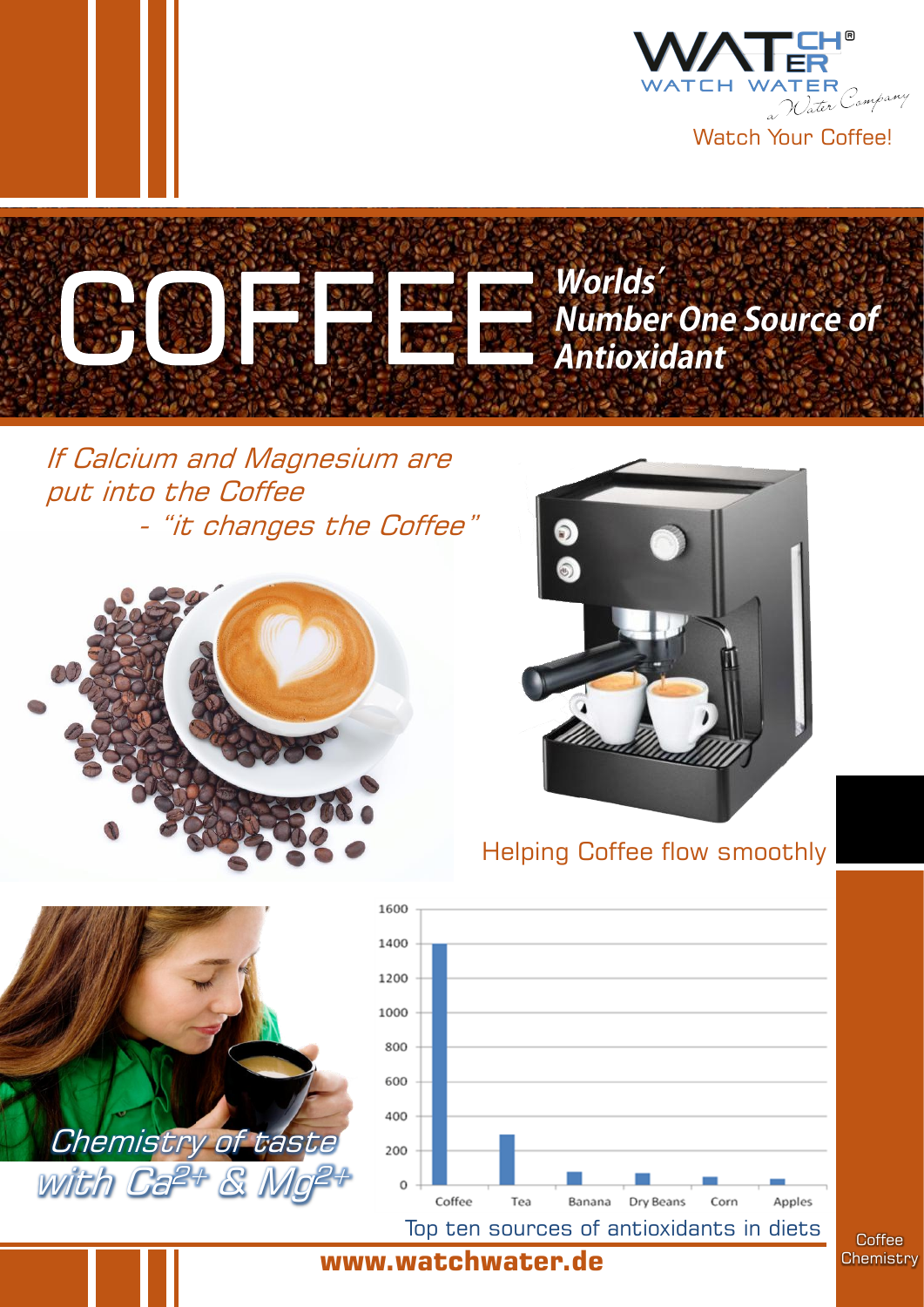WATCH WATER
a Water Company

Watch Your Coffee!

# COFFEE *Worlds´ Number One Source of Antioxidant*

*If Calcium and Magnesium are put into the Coffee - "it changes the Coffee"*

Helping Coffee flow smoothly

*Chemistry of taste with $Ca^{2+}$ & $Mg^{2+}$*

| Source | Value (approx.) |
|---|---|
| Coffee | 1400 |
| Tea | 290 |
| Banana | 75 |
| Dry Beans | 70 |
| Corn | 45 |
| Apples | 35 |

Top ten sources of antioxidants in diets

Coffee Chemistry

**www.watchwater.de**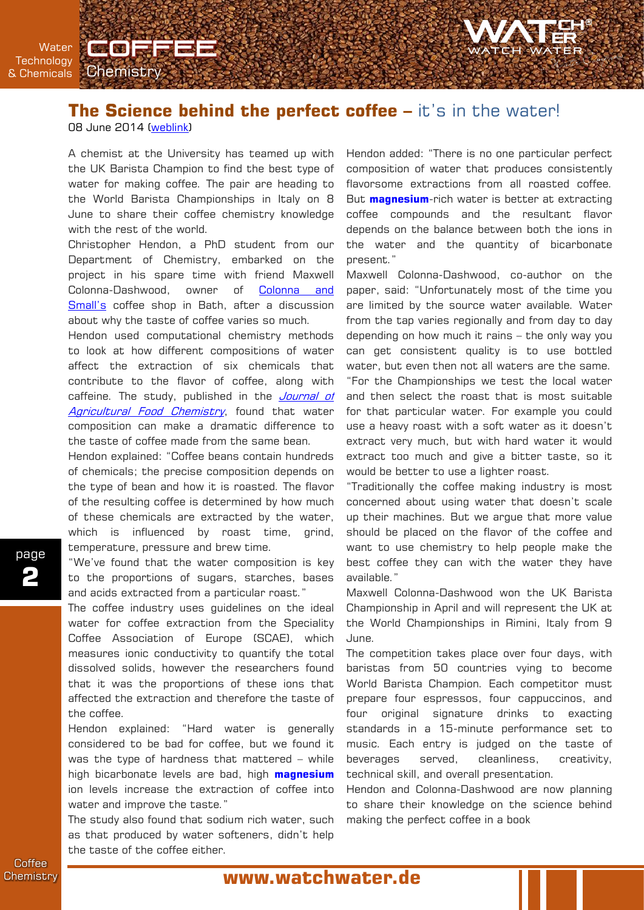# **The Science behind the perfect coffee** – it's in the water!

08 June 2014 (weblink)

A chemist at the University has teamed up with the UK Barista Champion to find the best type of water for making coffee. The pair are heading to the World Barista Championships in Italy on 8 June to share their coffee chemistry knowledge with the rest of the world.

Christopher Hendon, a PhD student from our Department of Chemistry, embarked on the project in his spare time with friend Maxwell Colonna-Dashwood, owner of Colonna and Small's coffee shop in Bath, after a discussion about why the taste of coffee varies so much.

Hendon used computational chemistry methods to look at how different compositions of water affect the extraction of six chemicals that contribute to the flavor of coffee, along with caffeine. The study, published in the *Journal of Agricultural Food Chemistry*, found that water composition can make a dramatic difference to the taste of coffee made from the same bean.

Hendon explained: "Coffee beans contain hundreds of chemicals; the precise composition depends on the type of bean and how it is roasted. The flavor of the resulting coffee is determined by how much of these chemicals are extracted by the water, which is influenced by roast time, grind, temperature, pressure and brew time.

"We've found that the water composition is key to the proportions of sugars, starches, bases and acids extracted from a particular roast."

The coffee industry uses guidelines on the ideal water for coffee extraction from the Speciality Coffee Association of Europe (SCAE), which measures ionic conductivity to quantify the total dissolved solids, however the researchers found that it was the proportions of these ions that affected the extraction and therefore the taste of the coffee.

Hendon explained: "Hard water is generally considered to be bad for coffee, but we found it was the type of hardness that mattered – while high bicarbonate levels are bad, high **magnesium** ion levels increase the extraction of coffee into water and improve the taste."

The study also found that sodium rich water, such as that produced by water softeners, didn't help the taste of the coffee either.

Hendon added: "There is no one particular perfect composition of water that produces consistently flavorsome extractions from all roasted coffee. But **magnesium**-rich water is better at extracting coffee compounds and the resultant flavor depends on the balance between both the ions in the water and the quantity of bicarbonate present."

Maxwell Colonna-Dashwood, co-author on the paper, said: "Unfortunately most of the time you are limited by the source water available. Water from the tap varies regionally and from day to day depending on how much it rains – the only way you can get consistent quality is to use bottled water, but even then not all waters are the same.

"For the Championships we test the local water and then select the roast that is most suitable for that particular water. For example you could use a heavy roast with a soft water as it doesn't extract very much, but with hard water it would extract too much and give a bitter taste, so it would be better to use a lighter roast.

"Traditionally the coffee making industry is most concerned about using water that doesn't scale up their machines. But we argue that more value should be placed on the flavor of the coffee and want to use chemistry to help people make the best coffee they can with the water they have available."

Maxwell Colonna-Dashwood won the UK Barista Championship in April and will represent the UK at the World Championships in Rimini, Italy from 9 June.

The competition takes place over four days, with baristas from 50 countries vying to become World Barista Champion. Each competitor must prepare four espressos, four cappuccinos, and four original signature drinks to exacting standards in a 15-minute performance set to music. Each entry is judged on the taste of beverages served, cleanliness, creativity, technical skill, and overall presentation.

Hendon and Colonna-Dashwood are now planning to share their knowledge on the science behind making the perfect coffee in a book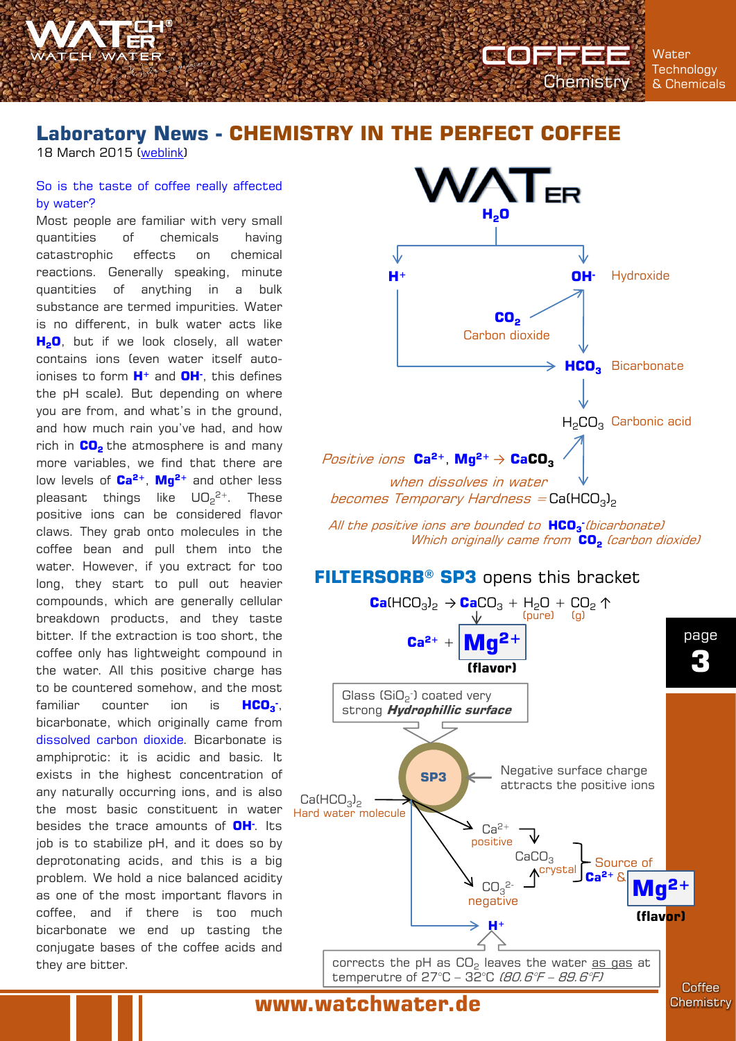# Laboratory News - CHEMISTRY IN THE PERFECT COFFEE

18 March 2015 (weblink)

So is the taste of coffee really affected by water?

Most people are familiar with very small quantities of chemicals having catastrophic effects on chemical reactions. Generally speaking, minute quantities of anything in a bulk substance are termed impurities. Water is no different, in bulk water acts like **$H_2O$**, but if we look closely, all water contains ions (even water itself auto-ionises to form **$H^+$** and **$OH^-$**, this defines the pH scale). But depending on where you are from, and what's in the ground, and how much rain you've had, and how rich in **$CO_2$** the atmosphere is and many more variables, we find that there are low levels of **$Ca^{2+}$**, **$Mg^{2+}$** and other less pleasant things like $UO_2^{2+}$. These positive ions can be considered flavor claws. They grab onto molecules in the coffee bean and pull them into the water. However, if you extract for too long, they start to pull out heavier compounds, which are generally cellular breakdown products, and they taste bitter. If the extraction is too short, the coffee only has lightweight compound in the water. All this positive charge has to be countered somehow, and the most familiar counter ion is **$HCO_3^-$**, bicarbonate, which originally came from dissolved carbon dioxide. Bicarbonate is amphiprotic: it is acidic and basic. It exists in the highest concentration of any naturally occurring ions, and is also the most basic constituent in water besides the trace amounts of **$OH^-$**. Its job is to stabilize pH, and it does so by deprotonating acids, and this is a big problem. We hold a nice balanced acidity as one of the most important flavors in coffee, and if there is too much bicarbonate we end up tasting the conjugate bases of the coffee acids and they are bitter.

WATER

$H_2O$

$H^+$

$OH^-$ Hydroxide

$CO_2$ Carbon dioxide

$HCO_3$ Bicarbonate

$H_2CO_3$ Carbonic acid

*Positive ions* $Ca^{2+}$, $Mg^{2+}$ → $CaCO_3$

*when dissolves in water becomes Temporary Hardness* = $Ca(HCO_3)_2$

*All the positive ions are bounded to* $HCO_3^-$ *(bicarbonate) Which originally came from* $CO_2$ *(carbon dioxide)*

## FILTERSORB® SP3 opens this bracket

$Ca(HCO_3)_2 \rightarrow CaCO_3 + H_2O + CO_2 \uparrow$

(pure) (g)

$Ca^{2+}$ + $Mg^{2+}$

**(flavor)**

Glass ($SiO_2^-$) coated very strong ***Hydrophillic surface***

SP3

Negative surface charge attracts the positive ions

$Ca(HCO_3)_2$
Hard water molecule

$Ca^{2+}$
positive

$CaCO_3$
crystal

$CO_3^{2-}$
negative

Source of $Ca^{2+}$ & $Mg^{2+}$

**(flavor)**

$H^+$

corrects the pH as $CO_2$ leaves the water as gas at temperutre of 27°C – 32°C *(80.6°F – 89.6°F)*

www.watchwater.de